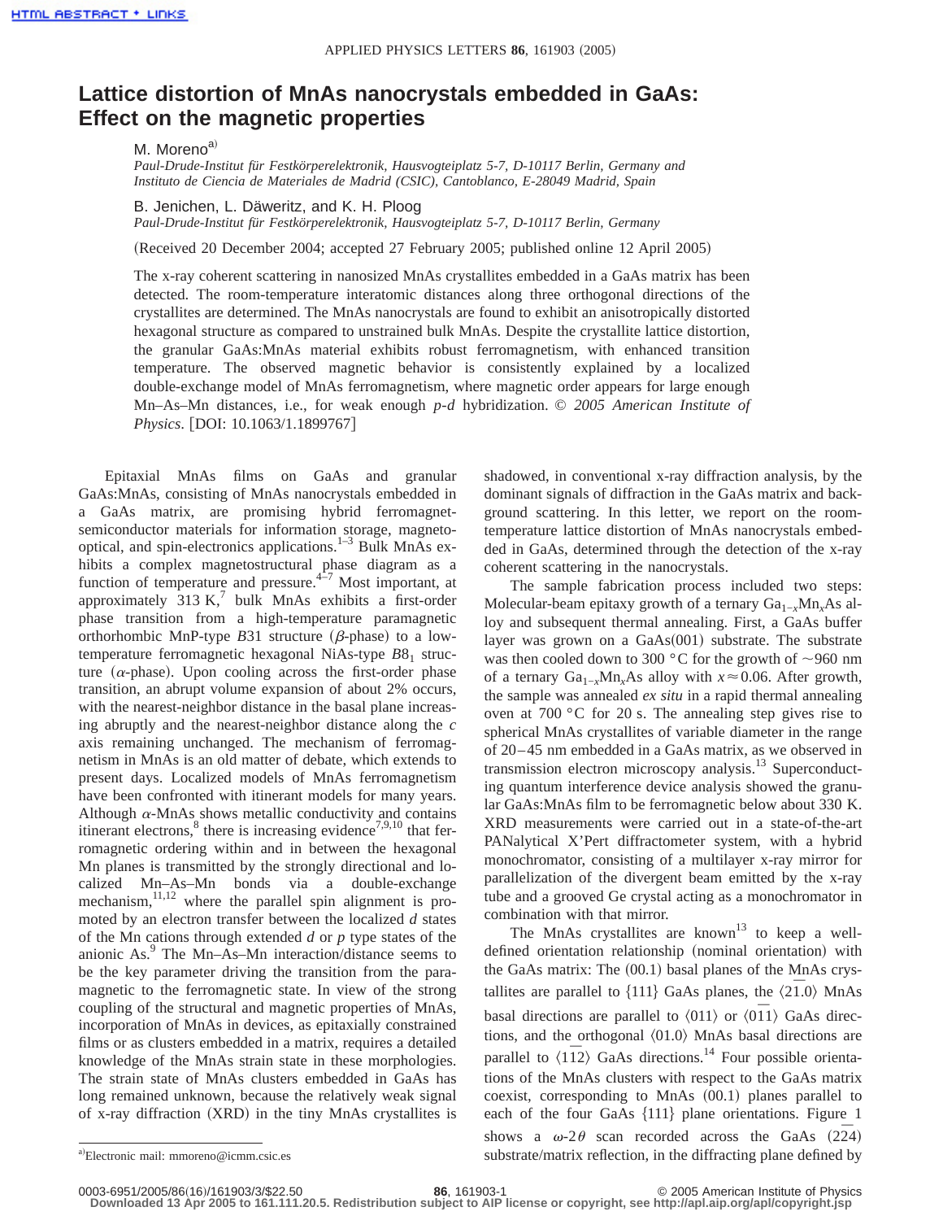# Lattice distortion of MnAs nanocrystals embedded in GaAs: Effect on the magnetic properties

M. Moreno[a]
*Paul-Drude-Institut für Festkörperelektronik, Hausvogteiplatz 5-7, D-10117 Berlin, Germany and Instituto de Ciencia de Materiales de Madrid (CSIC), Cantoblanco, E-28049 Madrid, Spain*

B. Jenichen, L. Däweritz, and K. H. Ploog
*Paul-Drude-Institut für Festkörperelektronik, Hausvogteiplatz 5-7, D-10117 Berlin, Germany*

(Received 20 December 2004; accepted 27 February 2005; published online 12 April 2005)

The x-ray coherent scattering in nanosized MnAs crystallites embedded in a GaAs matrix has been detected. The room-temperature interatomic distances along three orthogonal directions of the crystallites are determined. The MnAs nanocrystals are found to exhibit an anisotropically distorted hexagonal structure as compared to unstrained bulk MnAs. Despite the crystallite lattice distortion, the granular GaAs:MnAs material exhibits robust ferromagnetism, with enhanced transition temperature. The observed magnetic behavior is consistently explained by a localized double-exchange model of MnAs ferromagnetism, where magnetic order appears for large enough Mn–As–Mn distances, i.e., for weak enough *p-d* hybridization. © *2005 American Institute of Physics*. [DOI: 10.1063/1.1899767]

Epitaxial MnAs films on GaAs and granular GaAs:MnAs, consisting of MnAs nanocrystals embedded in a GaAs matrix, are promising hybrid ferromagnet-semiconductor materials for information storage, magneto-optical, and spin-electronics applications.[1–3] Bulk MnAs exhibits a complex magnetostructural phase diagram as a function of temperature and pressure.[4–7] Most important, at approximately 313 K,[7] bulk MnAs exhibits a first-order phase transition from a high-temperature paramagnetic orthorhombic MnP-type $B31$ structure ($\beta$-phase) to a low-temperature ferromagnetic hexagonal NiAs-type $B8_1$ structure ($\alpha$-phase). Upon cooling across the first-order phase transition, an abrupt volume expansion of about 2% occurs, with the nearest-neighbor distance in the basal plane increasing abruptly and the nearest-neighbor distance along the *c* axis remaining unchanged. The mechanism of ferromagnetism in MnAs is an old matter of debate, which extends to present days. Localized models of MnAs ferromagnetism have been confronted with itinerant models for many years. Although $\alpha$-MnAs shows metallic conductivity and contains itinerant electrons,[8] there is increasing evidence[7,9,10] that ferromagnetic ordering within and in between the hexagonal Mn planes is transmitted by the strongly directional and localized Mn–As–Mn bonds via a double-exchange mechanism,[11,12] where the parallel spin alignment is promoted by an electron transfer between the localized *d* states of the Mn cations through extended *d* or *p* type states of the anionic As.[9] The Mn–As–Mn interaction/distance seems to be the key parameter driving the transition from the paramagnetic to the ferromagnetic state. In view of the strong coupling of the structural and magnetic properties of MnAs, incorporation of MnAs in devices, as epitaxially constrained films or as clusters embedded in a matrix, requires a detailed knowledge of the MnAs strain state in these morphologies. The strain state of MnAs clusters embedded in GaAs has long remained unknown, because the relatively weak signal of x-ray diffraction (XRD) in the tiny MnAs crystallites is shadowed, in conventional x-ray diffraction analysis, by the dominant signals of diffraction in the GaAs matrix and background scattering. In this letter, we report on the room-temperature lattice distortion of MnAs nanocrystals embedded in GaAs, determined through the detection of the x-ray coherent scattering in the nanocrystals.

The sample fabrication process included two steps: Molecular-beam epitaxy growth of a ternary $Ga_{1-x}Mn_xAs$ alloy and subsequent thermal annealing. First, a GaAs buffer layer was grown on a GaAs(001) substrate. The substrate was then cooled down to 300 °C for the growth of ~960 nm of a ternary $Ga_{1-x}Mn_xAs$ alloy with $x \approx 0.06$. After growth, the sample was annealed *ex situ* in a rapid thermal annealing oven at 700 °C for 20 s. The annealing step gives rise to spherical MnAs crystallites of variable diameter in the range of 20–45 nm embedded in a GaAs matrix, as we observed in transmission electron microscopy analysis.[13] Superconducting quantum interference device analysis showed the granular GaAs:MnAs film to be ferromagnetic below about 330 K. XRD measurements were carried out in a state-of-the-art PANalytical X'Pert diffractometer system, with a hybrid monochromator, consisting of a multilayer x-ray mirror for parallelization of the divergent beam emitted by the x-ray tube and a grooved Ge crystal acting as a monochromator in combination with that mirror.

The MnAs crystallites are known[13] to keep a well-defined orientation relationship (nominal orientation) with the GaAs matrix: The (00.1) basal planes of the MnAs crystallites are parallel to {111} GaAs planes, the $\langle 2\bar{1}.0\rangle$ MnAs basal directions are parallel to $\langle 011\rangle$ or $\langle 01\bar{1}\rangle$ GaAs directions, and the orthogonal $\langle 01.0\rangle$ MnAs basal directions are parallel to $\langle 1\bar{1}2\rangle$ GaAs directions.[14] Four possible orientations of the MnAs clusters with respect to the GaAs matrix coexist, corresponding to MnAs (00.1) planes parallel to each of the four GaAs {111} plane orientations. Figure 1 shows a $\omega$-$2\theta$ scan recorded across the GaAs $(2\bar{2}4)$ substrate/matrix reflection, in the diffracting plane defined by

[a]Electronic mail: mmoreno@icmm.csic.es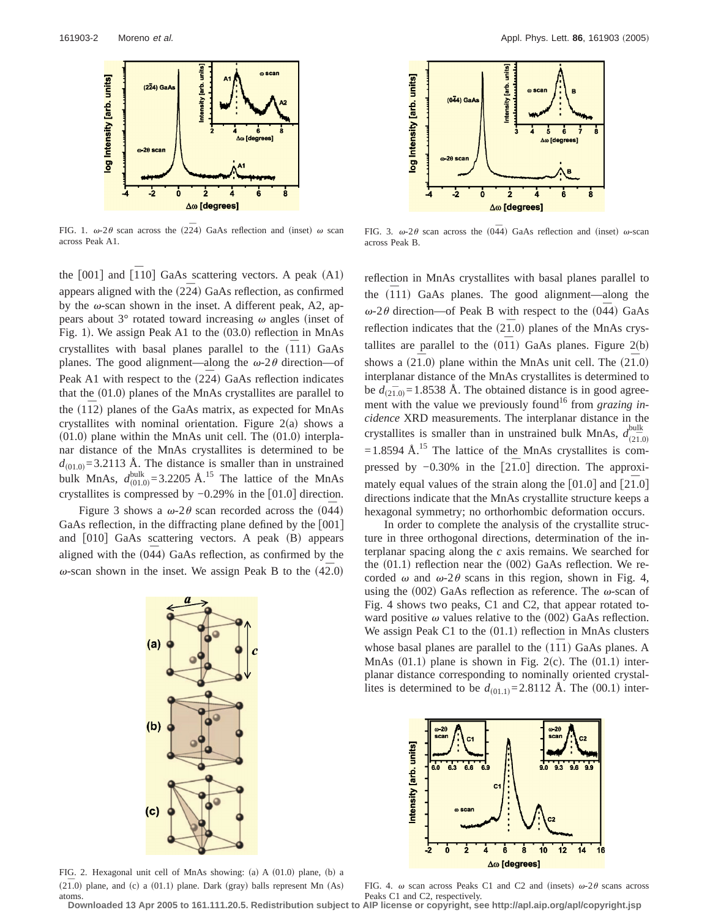FIG. 1. $\omega$-$2\theta$ scan across the $(2\bar{2}4)$ GaAs reflection and (inset) $\omega$ scan across Peak A1.

FIG. 3. $\omega$-$2\theta$ scan across the $(0\bar{4}4)$ GaAs reflection and (inset) $\omega$-scan across Peak B.

the [001] and $[\bar{1}10]$ GaAs scattering vectors. A peak (A1) appears aligned with the $(2\bar{2}4)$ GaAs reflection, as confirmed by the $\omega$-scan shown in the inset. A different peak, A2, appears about 3° rotated toward increasing $\omega$ angles (inset of Fig. 1). We assign Peak A1 to the (03.0) reflection in MnAs crystallites with basal planes parallel to the $(\bar{1}11)$ GaAs planes. The good alignment—along the $\omega$-$2\theta$ direction—of Peak A1 with respect to the $(2\bar{2}4)$ GaAs reflection indicates that the (01.0) planes of the MnAs crystallites are parallel to the $(1\bar{1}2)$ planes of the GaAs matrix, as expected for MnAs crystallites with nominal orientation. Figure 2(a) shows a (01.0) plane within the MnAs unit cell. The (01.0) interplanar distance of the MnAs crystallites is determined to be $d_{(01.0)}=3.2113$ Å. The distance is smaller than in unstrained bulk MnAs, $d_{(01.0)}^{\text{bulk}}=3.2205$ Å.[15] The lattice of the MnAs crystallites is compressed by −0.29% in the [01.0] direction.

Figure 3 shows a $\omega$-$2\theta$ scan recorded across the $(0\bar{4}4)$ GaAs reflection, in the diffracting plane defined by the [001] and [010] GaAs scattering vectors. A peak (B) appears aligned with the $(0\bar{4}4)$ GaAs reflection, as confirmed by the $\omega$-scan shown in the inset. We assign Peak B to the $(4\bar{2}.0)$ reflection in MnAs crystallites with basal planes parallel to the $(\bar{1}11)$ GaAs planes. The good alignment—along the $\omega$-$2\theta$ direction—of Peak B with respect to the $(0\bar{4}4)$ GaAs reflection indicates that the $(2\bar{1}.0)$ planes of the MnAs crystallites are parallel to the $(0\bar{1}1)$ GaAs planes. Figure 2(b) shows a $(2\bar{1}.0)$ plane within the MnAs unit cell. The $(2\bar{1}.0)$ interplanar distance of the MnAs crystallites is determined to be $d_{(2\bar{1}.0)}=1.8538$ Å. The obtained distance is in good agreement with the value we previously found[16] from *grazing incidence* XRD measurements. The interplanar distance in the crystallites is smaller than in unstrained bulk MnAs, $d_{(2\bar{1}.0)}^{\text{bulk}}=1.8594$ Å.[15] The lattice of the MnAs crystallites is compressed by −0.30% in the $[2\bar{1}.0]$ direction. The approximately equal values of the strain along the [01.0] and $[2\bar{1}.0]$ directions indicate that the MnAs crystallite structure keeps a hexagonal symmetry; no orthorhombic deformation occurs.

In order to complete the analysis of the crystallite structure in three orthogonal directions, determination of the interplanar spacing along the *c* axis remains. We searched for the (01.1) reflection near the (002) GaAs reflection. We recorded $\omega$ and $\omega$-$2\theta$ scans in this region, shown in Fig. 4, using the (002) GaAs reflection as reference. The $\omega$-scan of Fig. 4 shows two peaks, C1 and C2, that appear rotated toward positive $\omega$ values relative to the (002) GaAs reflection. We assign Peak C1 to the (01.1) reflection in MnAs clusters whose basal planes are parallel to the $(\bar{1}11)$ GaAs planes. A MnAs (01.1) plane is shown in Fig. 2(c). The (01.1) interplanar distance corresponding to nominally oriented crystallites is determined to be $d_{(01.1)}=2.8112$ Å. The (00.1) inter-

FIG. 2. Hexagonal unit cell of MnAs showing: (a) A (01.0) plane, (b) a $(2\bar{1}.0)$ plane, and (c) a (01.1) plane. Dark (gray) balls represent Mn (As) atoms.

FIG. 4. $\omega$ scan across Peaks C1 and C2 and (insets) $\omega$-$2\theta$ scans across Peaks C1 and C2, respectively.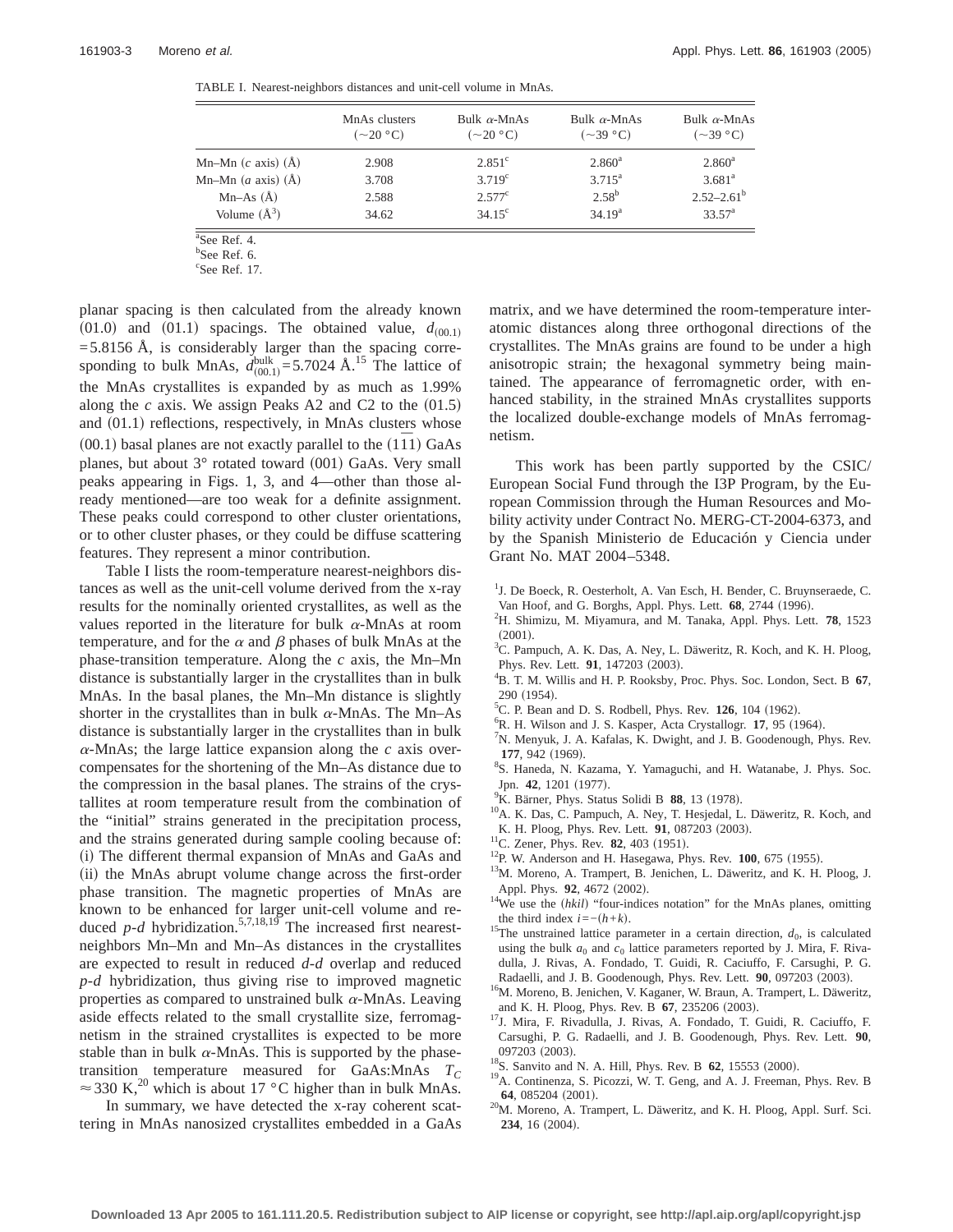TABLE I. Nearest-neighbors distances and unit-cell volume in MnAs.

| | MnAs clusters (~20 °C) | Bulk $\alpha$-MnAs (~20 °C) | Bulk $\alpha$-MnAs (~39 °C) | Bulk $\alpha$-MnAs (~39 °C) |
|---|---|---|---|---|
| Mn–Mn ($c$ axis) (Å) | 2.908 | 2.851[c] | 2.860[a] | 2.860[a] |
| Mn–Mn ($a$ axis) (Å) | 3.708 | 3.719[c] | 3.715[a] | 3.681[a] |
| Mn–As (Å) | 2.588 | 2.577[c] | 2.58[b] | 2.52–2.61[b] |
| Volume (Å$^3$) | 34.62 | 34.15[c] | 34.19[a] | 33.57[a] |

[a]See Ref. 4.
[b]See Ref. 6.
[c]See Ref. 17.

planar spacing is then calculated from the already known (01.0) and (01.1) spacings. The obtained value, $d_{(00.1)} = 5.8156$ Å, is considerably larger than the spacing corresponding to bulk MnAs, $d^{\text{bulk}}_{(00.1)} = 5.7024$ Å.[15] The lattice of the MnAs crystallites is expanded by as much as 1.99% along the $c$ axis. We assign Peaks A2 and C2 to the (01.5) and (01.1) reflections, respectively, in MnAs clusters whose (00.1) basal planes are not exactly parallel to the $(1\bar{1}\bar{1})$ GaAs planes, but about 3° rotated toward (001) GaAs. Very small peaks appearing in Figs. 1, 3, and 4—other than those already mentioned—are too weak for a definite assignment. These peaks could correspond to other cluster orientations, or to other cluster phases, or they could be diffuse scattering features. They represent a minor contribution.

Table I lists the room-temperature nearest-neighbors distances as well as the unit-cell volume derived from the x-ray results for the nominally oriented crystallites, as well as the values reported in the literature for bulk $\alpha$-MnAs at room temperature, and for the $\alpha$ and $\beta$ phases of bulk MnAs at the phase-transition temperature. Along the $c$ axis, the Mn–Mn distance is substantially larger in the crystallites than in bulk MnAs. In the basal planes, the Mn–Mn distance is slightly shorter in the crystallites than in bulk $\alpha$-MnAs. The Mn–As distance is substantially larger in the crystallites than in bulk $\alpha$-MnAs; the large lattice expansion along the $c$ axis overcompensates for the shortening of the Mn–As distance due to the compression in the basal planes. The strains of the crystallites at room temperature result from the combination of the "initial" strains generated in the precipitation process, and the strains generated during sample cooling because of: (i) The different thermal expansion of MnAs and GaAs and (ii) the MnAs abrupt volume change across the first-order phase transition. The magnetic properties of MnAs are known to be enhanced for larger unit-cell volume and reduced $p$-$d$ hybridization.[5,7,18,19] The increased first nearest-neighbors Mn–Mn and Mn–As distances in the crystallites are expected to result in reduced $d$-$d$ overlap and reduced $p$-$d$ hybridization, thus giving rise to improved magnetic properties as compared to unstrained bulk $\alpha$-MnAs. Leaving aside effects related to the small crystallite size, ferromagnetism in the strained crystallites is expected to be more stable than in bulk $\alpha$-MnAs. This is supported by the phase-transition temperature measured for GaAs:MnAs $T_C \approx 330$ K,[20] which is about 17 °C higher than in bulk MnAs.

In summary, we have detected the x-ray coherent scattering in MnAs nanosized crystallites embedded in a GaAs matrix, and we have determined the room-temperature interatomic distances along three orthogonal directions of the crystallites. The MnAs grains are found to be under a high anisotropic strain; the hexagonal symmetry being maintained. The appearance of ferromagnetic order, with enhanced stability, in the strained MnAs crystallites supports the localized double-exchange models of MnAs ferromagnetism.

This work has been partly supported by the CSIC/European Social Fund through the I3P Program, by the European Commission through the Human Resources and Mobility activity under Contract No. MERG-CT-2004-6373, and by the Spanish Ministerio de Educación y Ciencia under Grant No. MAT 2004–5348.

[1] J. De Boeck, R. Oesterholt, A. Van Esch, H. Bender, C. Bruynseraede, C. Van Hoof, and G. Borghs, Appl. Phys. Lett. **68**, 2744 (1996).
[2] H. Shimizu, M. Miyamura, and M. Tanaka, Appl. Phys. Lett. **78**, 1523 (2001).
[3] C. Pampuch, A. K. Das, A. Ney, L. Däweritz, R. Koch, and K. H. Ploog, Phys. Rev. Lett. **91**, 147203 (2003).
[4] B. T. M. Willis and H. P. Rooksby, Proc. Phys. Soc. London, Sect. B **67**, 290 (1954).
[5] C. P. Bean and D. S. Rodbell, Phys. Rev. **126**, 104 (1962).
[6] R. H. Wilson and J. S. Kasper, Acta Crystallogr. **17**, 95 (1964).
[7] N. Menyuk, J. A. Kafalas, K. Dwight, and J. B. Goodenough, Phys. Rev. **177**, 942 (1969).
[8] S. Haneda, N. Kazama, Y. Yamaguchi, and H. Watanabe, J. Phys. Soc. Jpn. **42**, 1201 (1977).
[9] K. Bärner, Phys. Status Solidi B **88**, 13 (1978).
[10] A. K. Das, C. Pampuch, A. Ney, T. Hesjedal, L. Däweritz, R. Koch, and K. H. Ploog, Phys. Rev. Lett. **91**, 087203 (2003).
[11] C. Zener, Phys. Rev. **82**, 403 (1951).
[12] P. W. Anderson and H. Hasegawa, Phys. Rev. **100**, 675 (1955).
[13] M. Moreno, A. Trampert, B. Jenichen, L. Däweritz, and K. H. Ploog, J. Appl. Phys. **92**, 4672 (2002).
[14] We use the $(hkil)$ "four-indices notation" for the MnAs planes, omitting the third index $i = -(h+k)$.
[15] The unstrained lattice parameter in a certain direction, $d_0$, is calculated using the bulk $a_0$ and $c_0$ lattice parameters reported by J. Mira, F. Rivadulla, J. Rivas, A. Fondado, T. Guidi, R. Caciuffo, F. Carsughi, P. G. Radaelli, and J. B. Goodenough, Phys. Rev. Lett. **90**, 097203 (2003).
[16] M. Moreno, B. Jenichen, V. Kaganer, W. Braun, A. Trampert, L. Däweritz, and K. H. Ploog, Phys. Rev. B **67**, 235206 (2003).
[17] J. Mira, F. Rivadulla, J. Rivas, A. Fondado, T. Guidi, R. Caciuffo, F. Carsughi, P. G. Radaelli, and J. B. Goodenough, Phys. Rev. Lett. **90**, 097203 (2003).
[18] S. Sanvito and N. A. Hill, Phys. Rev. B **62**, 15553 (2000).
[19] A. Continenza, S. Picozzi, W. T. Geng, and A. J. Freeman, Phys. Rev. B **64**, 085204 (2001).
[20] M. Moreno, A. Trampert, L. Däweritz, and K. H. Ploog, Appl. Surf. Sci. **234**, 16 (2004).